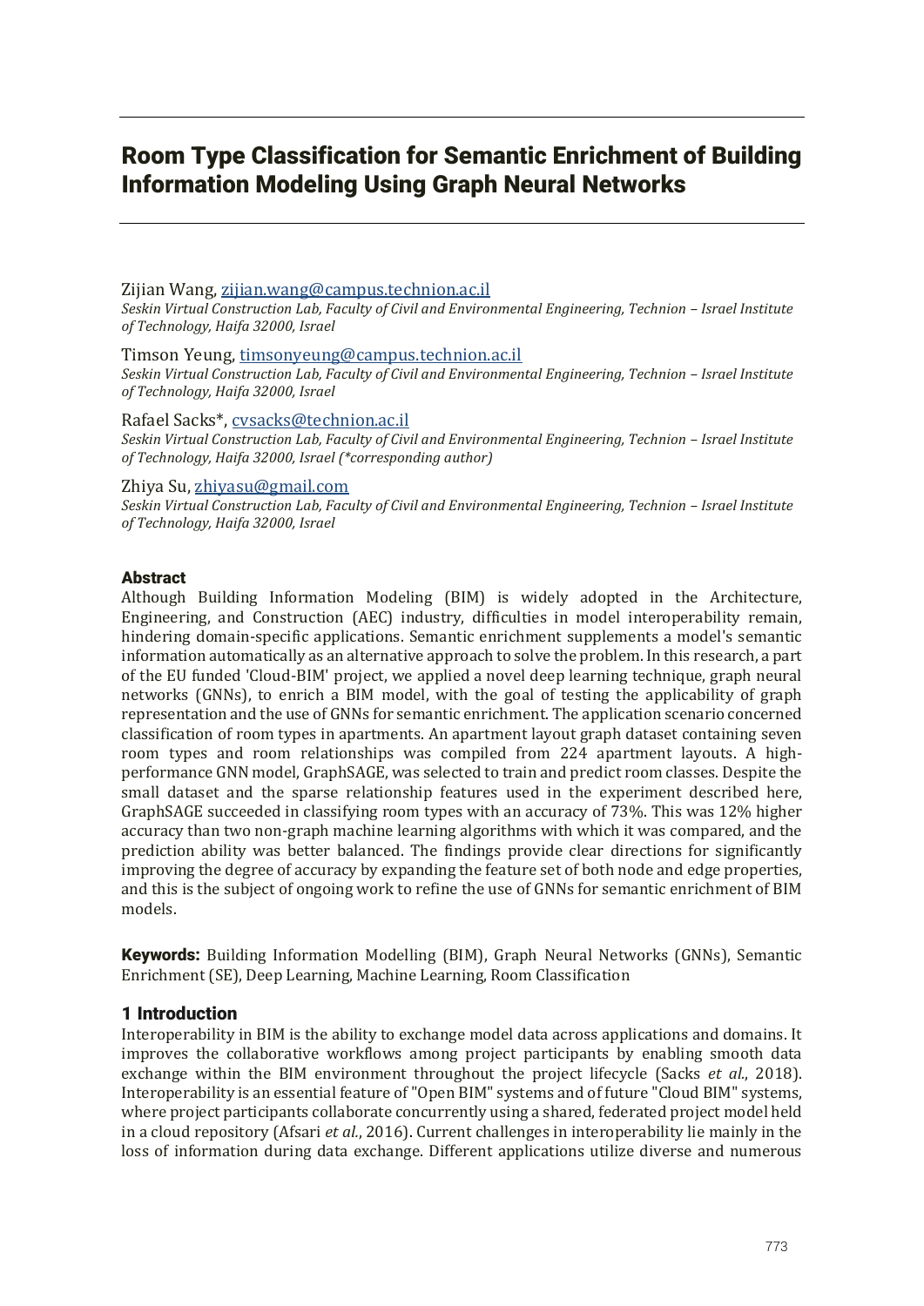# Room Type Classification for Semantic Enrichment of Building Information Modeling Using Graph Neural Networks

Zijian Wang, zijian.wang@campus.technion.ac.il
*Seskin Virtual Construction Lab, Faculty of Civil and Environmental Engineering, Technion – Israel Institute of Technology, Haifa 32000, Israel*

Timson Yeung, timsonyeung@campus.technion.ac.il
*Seskin Virtual Construction Lab, Faculty of Civil and Environmental Engineering, Technion – Israel Institute of Technology, Haifa 32000, Israel*

Rafael Sacks*, cvsacks@technion.ac.il
*Seskin Virtual Construction Lab, Faculty of Civil and Environmental Engineering, Technion – Israel Institute of Technology, Haifa 32000, Israel (*corresponding author)*

Zhiya Su, zhiyasu@gmail.com
*Seskin Virtual Construction Lab, Faculty of Civil and Environmental Engineering, Technion – Israel Institute of Technology, Haifa 32000, Israel*

### Abstract

Although Building Information Modeling (BIM) is widely adopted in the Architecture, Engineering, and Construction (AEC) industry, difficulties in model interoperability remain, hindering domain-specific applications. Semantic enrichment supplements a model's semantic information automatically as an alternative approach to solve the problem. In this research, a part of the EU funded 'Cloud-BIM' project, we applied a novel deep learning technique, graph neural networks (GNNs), to enrich a BIM model, with the goal of testing the applicability of graph representation and the use of GNNs for semantic enrichment. The application scenario concerned classification of room types in apartments. An apartment layout graph dataset containing seven room types and room relationships was compiled from 224 apartment layouts. A high-performance GNN model, GraphSAGE, was selected to train and predict room classes. Despite the small dataset and the sparse relationship features used in the experiment described here, GraphSAGE succeeded in classifying room types with an accuracy of 73%. This was 12% higher accuracy than two non-graph machine learning algorithms with which it was compared, and the prediction ability was better balanced. The findings provide clear directions for significantly improving the degree of accuracy by expanding the feature set of both node and edge properties, and this is the subject of ongoing work to refine the use of GNNs for semantic enrichment of BIM models.

**Keywords:** Building Information Modelling (BIM), Graph Neural Networks (GNNs), Semantic Enrichment (SE), Deep Learning, Machine Learning, Room Classification

## 1 Introduction

Interoperability in BIM is the ability to exchange model data across applications and domains. It improves the collaborative workflows among project participants by enabling smooth data exchange within the BIM environment throughout the project lifecycle (Sacks *et al.*, 2018). Interoperability is an essential feature of "Open BIM" systems and of future "Cloud BIM" systems, where project participants collaborate concurrently using a shared, federated project model held in a cloud repository (Afsari *et al.*, 2016). Current challenges in interoperability lie mainly in the loss of information during data exchange. Different applications utilize diverse and numerous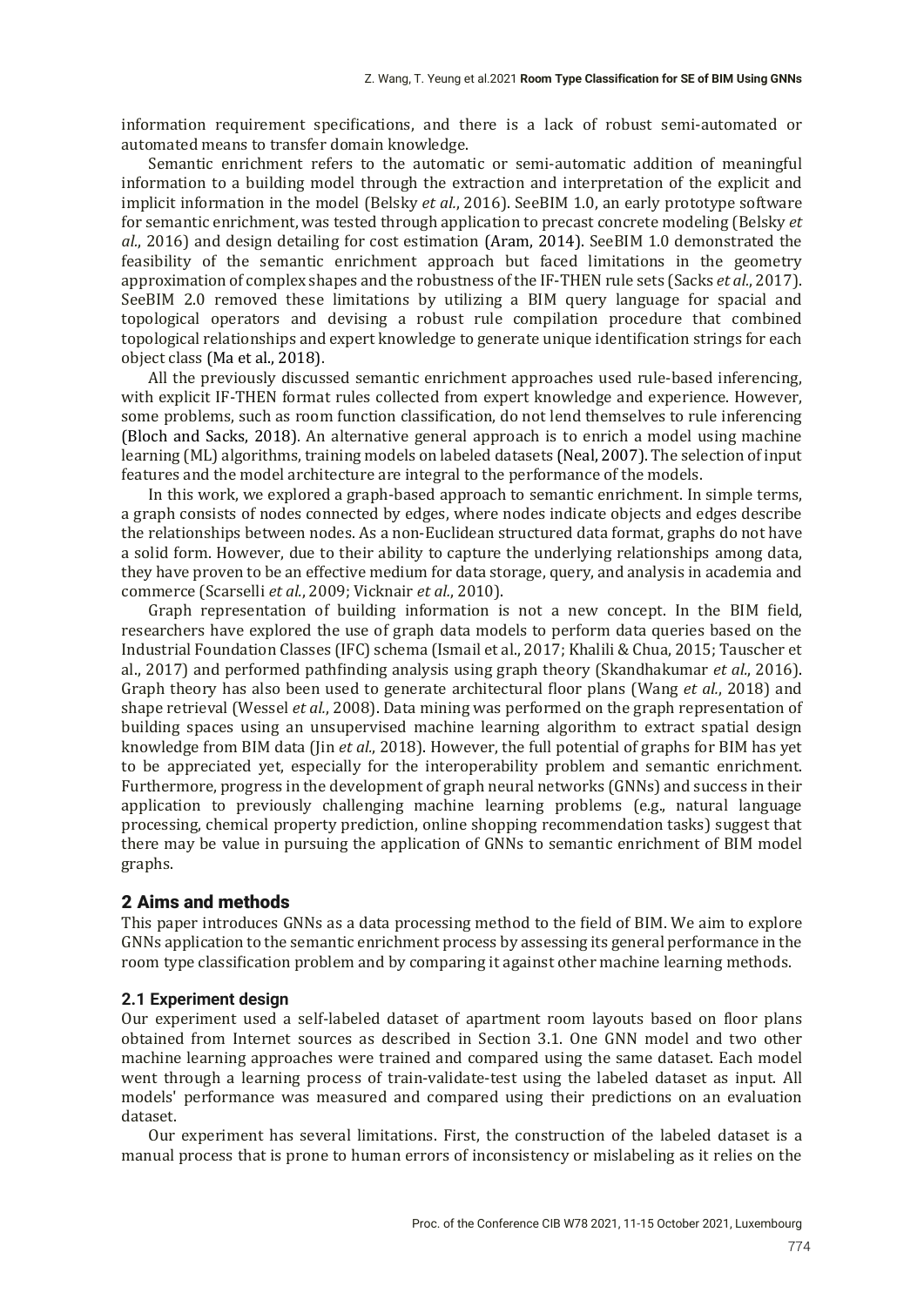information requirement specifications, and there is a lack of robust semi-automated or automated means to transfer domain knowledge.

Semantic enrichment refers to the automatic or semi-automatic addition of meaningful information to a building model through the extraction and interpretation of the explicit and implicit information in the model (Belsky *et al.*, 2016). SeeBIM 1.0, an early prototype software for semantic enrichment, was tested through application to precast concrete modeling (Belsky *et al.*, 2016) and design detailing for cost estimation (Aram, 2014). SeeBIM 1.0 demonstrated the feasibility of the semantic enrichment approach but faced limitations in the geometry approximation of complex shapes and the robustness of the IF-THEN rule sets (Sacks *et al.*, 2017). SeeBIM 2.0 removed these limitations by utilizing a BIM query language for spacial and topological operators and devising a robust rule compilation procedure that combined topological relationships and expert knowledge to generate unique identification strings for each object class (Ma et al., 2018).

All the previously discussed semantic enrichment approaches used rule-based inferencing, with explicit IF-THEN format rules collected from expert knowledge and experience. However, some problems, such as room function classification, do not lend themselves to rule inferencing (Bloch and Sacks, 2018). An alternative general approach is to enrich a model using machine learning (ML) algorithms, training models on labeled datasets (Neal, 2007). The selection of input features and the model architecture are integral to the performance of the models.

In this work, we explored a graph-based approach to semantic enrichment. In simple terms, a graph consists of nodes connected by edges, where nodes indicate objects and edges describe the relationships between nodes. As a non-Euclidean structured data format, graphs do not have a solid form. However, due to their ability to capture the underlying relationships among data, they have proven to be an effective medium for data storage, query, and analysis in academia and commerce (Scarselli *et al.*, 2009; Vicknair *et al.*, 2010).

Graph representation of building information is not a new concept. In the BIM field, researchers have explored the use of graph data models to perform data queries based on the Industrial Foundation Classes (IFC) schema (Ismail et al., 2017; Khalili & Chua, 2015; Tauscher et al., 2017) and performed pathfinding analysis using graph theory (Skandhakumar *et al.*, 2016). Graph theory has also been used to generate architectural floor plans (Wang *et al.*, 2018) and shape retrieval (Wessel *et al.*, 2008). Data mining was performed on the graph representation of building spaces using an unsupervised machine learning algorithm to extract spatial design knowledge from BIM data (Jin *et al.*, 2018). However, the full potential of graphs for BIM has yet to be appreciated yet, especially for the interoperability problem and semantic enrichment. Furthermore, progress in the development of graph neural networks (GNNs) and success in their application to previously challenging machine learning problems (e.g., natural language processing, chemical property prediction, online shopping recommendation tasks) suggest that there may be value in pursuing the application of GNNs to semantic enrichment of BIM model graphs.

## 2 Aims and methods

This paper introduces GNNs as a data processing method to the field of BIM. We aim to explore GNNs application to the semantic enrichment process by assessing its general performance in the room type classification problem and by comparing it against other machine learning methods.

### 2.1 Experiment design

Our experiment used a self-labeled dataset of apartment room layouts based on floor plans obtained from Internet sources as described in Section 3.1. One GNN model and two other machine learning approaches were trained and compared using the same dataset. Each model went through a learning process of train-validate-test using the labeled dataset as input. All models' performance was measured and compared using their predictions on an evaluation dataset.

Our experiment has several limitations. First, the construction of the labeled dataset is a manual process that is prone to human errors of inconsistency or mislabeling as it relies on the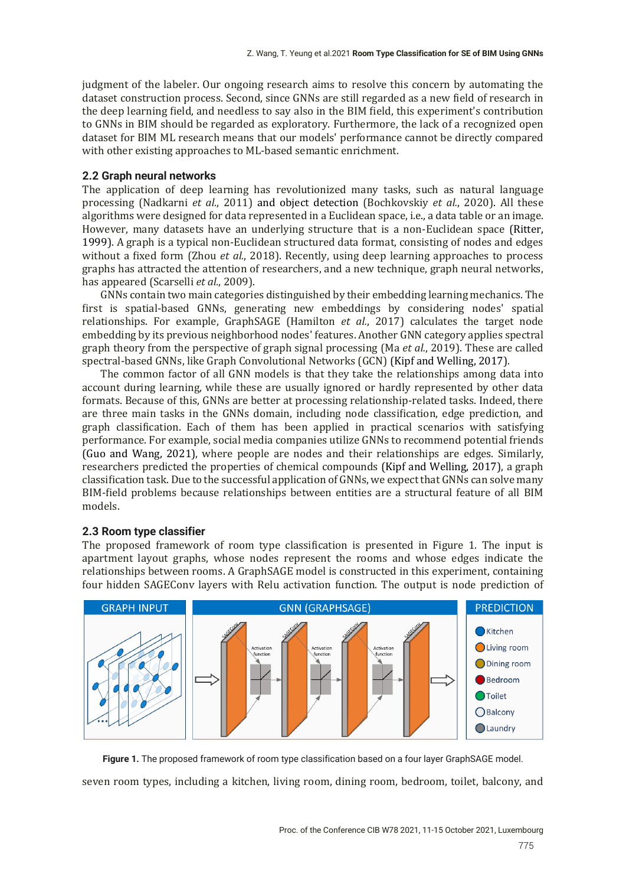judgment of the labeler. Our ongoing research aims to resolve this concern by automating the dataset construction process. Second, since GNNs are still regarded as a new field of research in the deep learning field, and needless to say also in the BIM field, this experiment's contribution to GNNs in BIM should be regarded as exploratory. Furthermore, the lack of a recognized open dataset for BIM ML research means that our models' performance cannot be directly compared with other existing approaches to ML-based semantic enrichment.

### 2.2 Graph neural networks

The application of deep learning has revolutionized many tasks, such as natural language processing (Nadkarni *et al.*, 2011) and object detection (Bochkovskiy *et al.*, 2020). All these algorithms were designed for data represented in a Euclidean space, i.e., a data table or an image. However, many datasets have an underlying structure that is a non-Euclidean space (Ritter, 1999). A graph is a typical non-Euclidean structured data format, consisting of nodes and edges without a fixed form (Zhou *et al.*, 2018). Recently, using deep learning approaches to process graphs has attracted the attention of researchers, and a new technique, graph neural networks, has appeared (Scarselli *et al.*, 2009).

GNNs contain two main categories distinguished by their embedding learning mechanics. The first is spatial-based GNNs, generating new embeddings by considering nodes' spatial relationships. For example, GraphSAGE (Hamilton *et al.*, 2017) calculates the target node embedding by its previous neighborhood nodes' features. Another GNN category applies spectral graph theory from the perspective of graph signal processing (Ma *et al.*, 2019). These are called spectral-based GNNs, like Graph Convolutional Networks (GCN) (Kipf and Welling, 2017).

The common factor of all GNN models is that they take the relationships among data into account during learning, while these are usually ignored or hardly represented by other data formats. Because of this, GNNs are better at processing relationship-related tasks. Indeed, there are three main tasks in the GNNs domain, including node classification, edge prediction, and graph classification. Each of them has been applied in practical scenarios with satisfying performance. For example, social media companies utilize GNNs to recommend potential friends (Guo and Wang, 2021), where people are nodes and their relationships are edges. Similarly, researchers predicted the properties of chemical compounds (Kipf and Welling, 2017), a graph classification task. Due to the successful application of GNNs, we expect that GNNs can solve many BIM-field problems because relationships between entities are a structural feature of all BIM models.

### 2.3 Room type classifier

The proposed framework of room type classification is presented in Figure 1. The input is apartment layout graphs, whose nodes represent the rooms and whose edges indicate the relationships between rooms. A GraphSAGE model is constructed in this experiment, containing four hidden SAGEConv layers with Relu activation function. The output is node prediction of

**Figure 1.** The proposed framework of room type classification based on a four layer GraphSAGE model.

seven room types, including a kitchen, living room, dining room, bedroom, toilet, balcony, and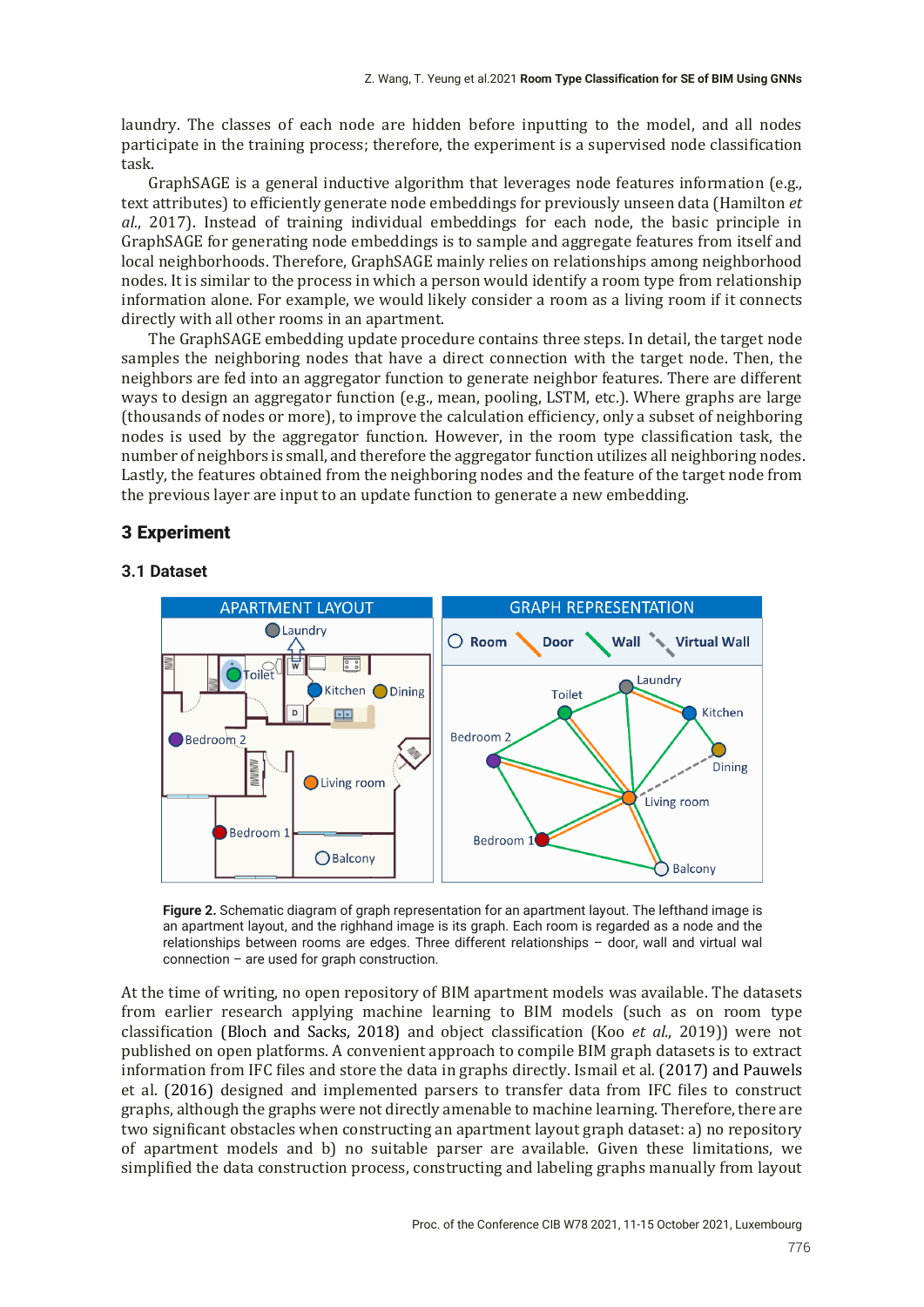laundry. The classes of each node are hidden before inputting to the model, and all nodes participate in the training process; therefore, the experiment is a supervised node classification task.

GraphSAGE is a general inductive algorithm that leverages node features information (e.g., text attributes) to efficiently generate node embeddings for previously unseen data (Hamilton *et al.*, 2017). Instead of training individual embeddings for each node, the basic principle in GraphSAGE for generating node embeddings is to sample and aggregate features from itself and local neighborhoods. Therefore, GraphSAGE mainly relies on relationships among neighborhood nodes. It is similar to the process in which a person would identify a room type from relationship information alone. For example, we would likely consider a room as a living room if it connects directly with all other rooms in an apartment.

The GraphSAGE embedding update procedure contains three steps. In detail, the target node samples the neighboring nodes that have a direct connection with the target node. Then, the neighbors are fed into an aggregator function to generate neighbor features. There are different ways to design an aggregator function (e.g., mean, pooling, LSTM, etc.). Where graphs are large (thousands of nodes or more), to improve the calculation efficiency, only a subset of neighboring nodes is used by the aggregator function. However, in the room type classification task, the number of neighbors is small, and therefore the aggregator function utilizes all neighboring nodes. Lastly, the features obtained from the neighboring nodes and the feature of the target node from the previous layer are input to an update function to generate a new embedding.

## 3 Experiment

### 3.1 Dataset

**Figure 2.** Schematic diagram of graph representation for an apartment layout. The lefthand image is an apartment layout, and the righhand image is its graph. Each room is regarded as a node and the relationships between rooms are edges. Three different relationships – door, wall and virtual wal connection – are used for graph construction.

At the time of writing, no open repository of BIM apartment models was available. The datasets from earlier research applying machine learning to BIM models (such as on room type classification (Bloch and Sacks, 2018) and object classification (Koo *et al.*, 2019)) were not published on open platforms. A convenient approach to compile BIM graph datasets is to extract information from IFC files and store the data in graphs directly. Ismail et al. (2017) and Pauwels et al. (2016) designed and implemented parsers to transfer data from IFC files to construct graphs, although the graphs were not directly amenable to machine learning. Therefore, there are two significant obstacles when constructing an apartment layout graph dataset: a) no repository of apartment models and b) no suitable parser are available. Given these limitations, we simplified the data construction process, constructing and labeling graphs manually from layout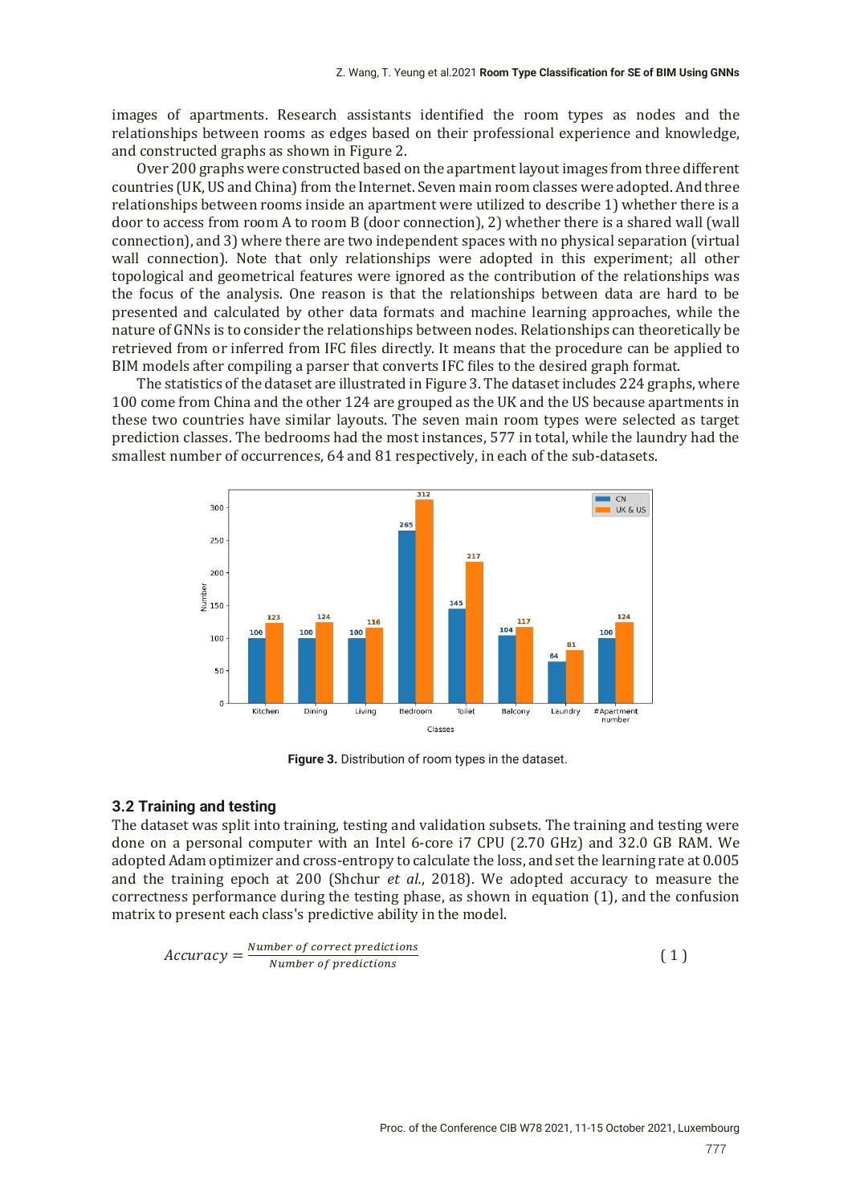images of apartments. Research assistants identified the room types as nodes and the relationships between rooms as edges based on their professional experience and knowledge, and constructed graphs as shown in Figure 2.

Over 200 graphs were constructed based on the apartment layout images from three different countries (UK, US and China) from the Internet. Seven main room classes were adopted. And three relationships between rooms inside an apartment were utilized to describe 1) whether there is a door to access from room A to room B (door connection), 2) whether there is a shared wall (wall connection), and 3) where there are two independent spaces with no physical separation (virtual wall connection). Note that only relationships were adopted in this experiment; all other topological and geometrical features were ignored as the contribution of the relationships was the focus of the analysis. One reason is that the relationships between data are hard to be presented and calculated by other data formats and machine learning approaches, while the nature of GNNs is to consider the relationships between nodes. Relationships can theoretically be retrieved from or inferred from IFC files directly. It means that the procedure can be applied to BIM models after compiling a parser that converts IFC files to the desired graph format.

The statistics of the dataset are illustrated in Figure 3. The dataset includes 224 graphs, where 100 come from China and the other 124 are grouped as the UK and the US because apartments in these two countries have similar layouts. The seven main room types were selected as target prediction classes. The bedrooms had the most instances, 577 in total, while the laundry had the smallest number of occurrences, 64 and 81 respectively, in each of the sub-datasets.

Figure 3. Distribution of room types in the dataset.

### 3.2 Training and testing

The dataset was split into training, testing and validation subsets. The training and testing were done on a personal computer with an Intel 6-core i7 CPU (2.70 GHz) and 32.0 GB RAM. We adopted Adam optimizer and cross-entropy to calculate the loss, and set the learning rate at 0.005 and the training epoch at 200 (Shchur *et al.*, 2018). We adopted accuracy to measure the correctness performance during the testing phase, as shown in equation (1), and the confusion matrix to present each class's predictive ability in the model.

$$Accuracy = \frac{Number\ of\ correct\ predictions}{Number\ of\ predictions} \quad (1)$$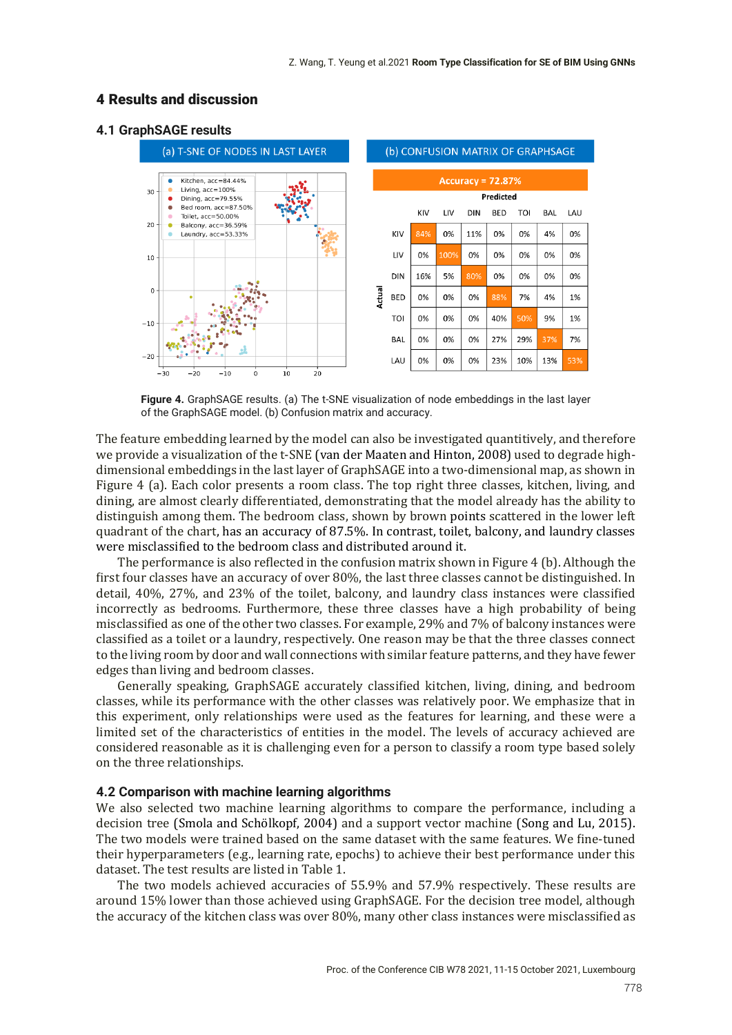## 4 Results and discussion

### 4.1 GraphSAGE results

(a) T-SNE OF NODES IN LAST LAYER

(b) CONFUSION MATRIX OF GRAPHSAGE

Accuracy = 72.87%

| Actual \ Predicted | KIV | LIV | DIN | BED | TOI | BAL | LAU |
|---|---|---|---|---|---|---|---|
| KIV | 84% | 0% | 11% | 0% | 0% | 4% | 0% |
| LIV | 0% | 100% | 0% | 0% | 0% | 0% | 0% |
| DIN | 16% | 5% | 80% | 0% | 0% | 0% | 0% |
| BED | 0% | 0% | 0% | 88% | 7% | 4% | 1% |
| TOI | 0% | 0% | 0% | 40% | 50% | 9% | 1% |
| BAL | 0% | 0% | 0% | 27% | 29% | 37% | 7% |
| LAU | 0% | 0% | 0% | 23% | 10% | 13% | 53% |

**Figure 4.** GraphSAGE results. (a) The t-SNE visualization of node embeddings in the last layer of the GraphSAGE model. (b) Confusion matrix and accuracy.

The feature embedding learned by the model can also be investigated quantitively, and therefore we provide a visualization of the t-SNE (van der Maaten and Hinton, 2008) used to degrade high-dimensional embeddings in the last layer of GraphSAGE into a two-dimensional map, as shown in Figure 4 (a). Each color presents a room class. The top right three classes, kitchen, living, and dining, are almost clearly differentiated, demonstrating that the model already has the ability to distinguish among them. The bedroom class, shown by brown points scattered in the lower left quadrant of the chart, has an accuracy of 87.5%. In contrast, toilet, balcony, and laundry classes were misclassified to the bedroom class and distributed around it.

The performance is also reflected in the confusion matrix shown in Figure 4 (b). Although the first four classes have an accuracy of over 80%, the last three classes cannot be distinguished. In detail, 40%, 27%, and 23% of the toilet, balcony, and laundry class instances were classified incorrectly as bedrooms. Furthermore, these three classes have a high probability of being misclassified as one of the other two classes. For example, 29% and 7% of balcony instances were classified as a toilet or a laundry, respectively. One reason may be that the three classes connect to the living room by door and wall connections with similar feature patterns, and they have fewer edges than living and bedroom classes.

Generally speaking, GraphSAGE accurately classified kitchen, living, dining, and bedroom classes, while its performance with the other classes was relatively poor. We emphasize that in this experiment, only relationships were used as the features for learning, and these were a limited set of the characteristics of entities in the model. The levels of accuracy achieved are considered reasonable as it is challenging even for a person to classify a room type based solely on the three relationships.

### 4.2 Comparison with machine learning algorithms

We also selected two machine learning algorithms to compare the performance, including a decision tree (Smola and Schölkopf, 2004) and a support vector machine (Song and Lu, 2015). The two models were trained based on the same dataset with the same features. We fine-tuned their hyperparameters (e.g., learning rate, epochs) to achieve their best performance under this dataset. The test results are listed in Table 1.

The two models achieved accuracies of 55.9% and 57.9% respectively. These results are around 15% lower than those achieved using GraphSAGE. For the decision tree model, although the accuracy of the kitchen class was over 80%, many other class instances were misclassified as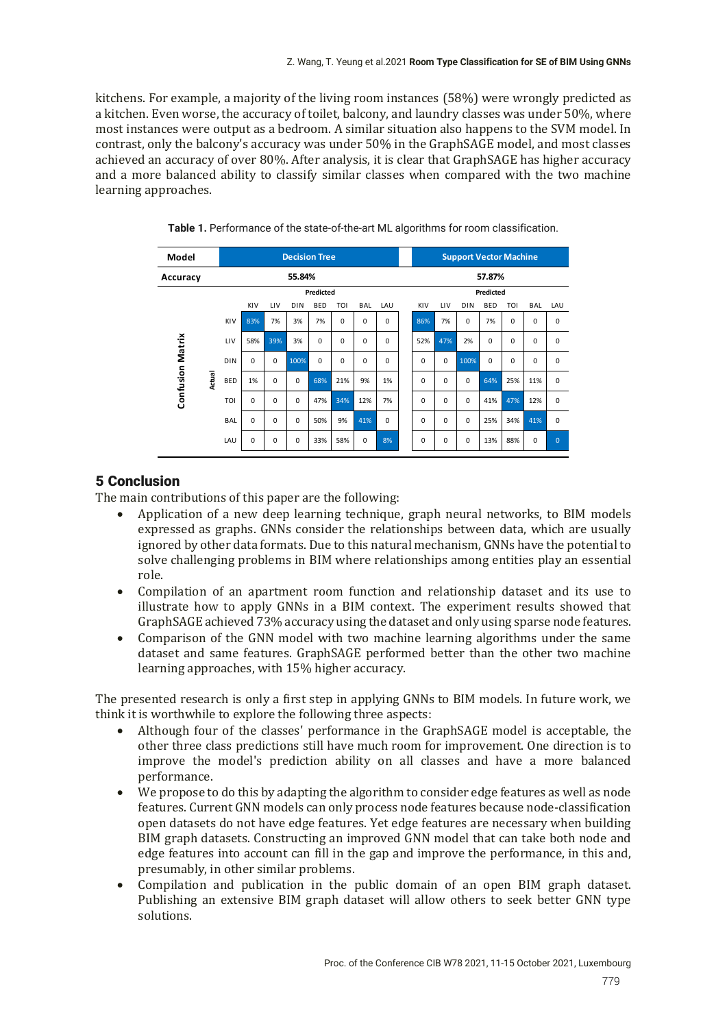kitchens. For example, a majority of the living room instances (58%) were wrongly predicted as a kitchen. Even worse, the accuracy of toilet, balcony, and laundry classes was under 50%, where most instances were output as a bedroom. A similar situation also happens to the SVM model. In contrast, only the balcony's accuracy was under 50% in the GraphSAGE model, and most classes achieved an accuracy of over 80%. After analysis, it is clear that GraphSAGE has higher accuracy and a more balanced ability to classify similar classes when compared with the two machine learning approaches.

**Table 1.** Performance of the state-of-the-art ML algorithms for room classification.

| Model | | Decision Tree | | | | | | | Support Vector Machine | | | | | | |
|---|---|---|---|---|---|---|---|---|---|---|---|---|---|---|---|
| Accuracy | | 55.84% | | | | | | | 57.87% | | | | | | |
| Confusion Matrix | | Predicted | | | | | | | Predicted | | | | | | |
| | Actual | KIV | LIV | DIN | BED | TOI | BAL | LAU | KIV | LIV | DIN | BED | TOI | BAL | LAU |
| | KIV | 83% | 7% | 3% | 7% | 0 | 0 | 0 | 86% | 7% | 0 | 7% | 0 | 0 | 0 |
| | LIV | 58% | 39% | 3% | 0 | 0 | 0 | 0 | 52% | 47% | 2% | 0 | 0 | 0 | 0 |
| | DIN | 0 | 0 | 100% | 0 | 0 | 0 | 0 | 0 | 0 | 100% | 0 | 0 | 0 | 0 |
| | BED | 1% | 0 | 0 | 68% | 21% | 9% | 1% | 0 | 0 | 0 | 64% | 25% | 11% | 0 |
| | TOI | 0 | 0 | 0 | 47% | 34% | 12% | 7% | 0 | 0 | 0 | 41% | 47% | 12% | 0 |
| | BAL | 0 | 0 | 0 | 50% | 9% | 41% | 0 | 0 | 0 | 0 | 25% | 34% | 41% | 0 |
| | LAU | 0 | 0 | 0 | 33% | 58% | 0 | 8% | 0 | 0 | 0 | 13% | 88% | 0 | 0 |

## 5 Conclusion

The main contributions of this paper are the following:

- Application of a new deep learning technique, graph neural networks, to BIM models expressed as graphs. GNNs consider the relationships between data, which are usually ignored by other data formats. Due to this natural mechanism, GNNs have the potential to solve challenging problems in BIM where relationships among entities play an essential role.
- Compilation of an apartment room function and relationship dataset and its use to illustrate how to apply GNNs in a BIM context. The experiment results showed that GraphSAGE achieved 73% accuracy using the dataset and only using sparse node features.
- Comparison of the GNN model with two machine learning algorithms under the same dataset and same features. GraphSAGE performed better than the other two machine learning approaches, with 15% higher accuracy.

The presented research is only a first step in applying GNNs to BIM models. In future work, we think it is worthwhile to explore the following three aspects:

- Although four of the classes' performance in the GraphSAGE model is acceptable, the other three class predictions still have much room for improvement. One direction is to improve the model's prediction ability on all classes and have a more balanced performance.
- We propose to do this by adapting the algorithm to consider edge features as well as node features. Current GNN models can only process node features because node-classification open datasets do not have edge features. Yet edge features are necessary when building BIM graph datasets. Constructing an improved GNN model that can take both node and edge features into account can fill in the gap and improve the performance, in this and, presumably, in other similar problems.
- Compilation and publication in the public domain of an open BIM graph dataset. Publishing an extensive BIM graph dataset will allow others to seek better GNN type solutions.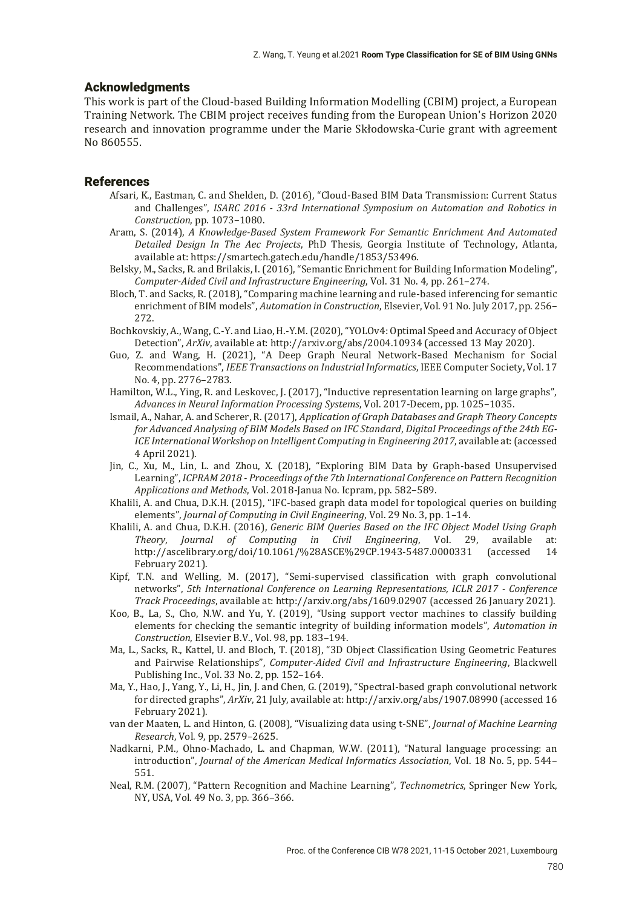## Acknowledgments

This work is part of the Cloud-based Building Information Modelling (CBIM) project, a European Training Network. The CBIM project receives funding from the European Union's Horizon 2020 research and innovation programme under the Marie Skłodowska-Curie grant with agreement No 860555.

## References

Afsari, K., Eastman, C. and Shelden, D. (2016), "Cloud-Based BIM Data Transmission: Current Status and Challenges", *ISARC 2016 - 33rd International Symposium on Automation and Robotics in Construction*, pp. 1073–1080.

Aram, S. (2014), *A Knowledge-Based System Framework For Semantic Enrichment And Automated Detailed Design In The Aec Projects*, PhD Thesis, Georgia Institute of Technology, Atlanta, available at: https://smartech.gatech.edu/handle/1853/53496.

Belsky, M., Sacks, R. and Brilakis, I. (2016), "Semantic Enrichment for Building Information Modeling", *Computer-Aided Civil and Infrastructure Engineering*, Vol. 31 No. 4, pp. 261–274.

Bloch, T. and Sacks, R. (2018), "Comparing machine learning and rule-based inferencing for semantic enrichment of BIM models", *Automation in Construction*, Elsevier, Vol. 91 No. July 2017, pp. 256–272.

Bochkovskiy, A., Wang, C.-Y. and Liao, H.-Y.M. (2020), "YOLOv4: Optimal Speed and Accuracy of Object Detection", *ArXiv*, available at: http://arxiv.org/abs/2004.10934 (accessed 13 May 2020).

Guo, Z. and Wang, H. (2021), "A Deep Graph Neural Network-Based Mechanism for Social Recommendations", *IEEE Transactions on Industrial Informatics*, IEEE Computer Society, Vol. 17 No. 4, pp. 2776–2783.

Hamilton, W.L., Ying, R. and Leskovec, J. (2017), "Inductive representation learning on large graphs", *Advances in Neural Information Processing Systems*, Vol. 2017-Decem, pp. 1025–1035.

Ismail, A., Nahar, A. and Scherer, R. (2017), *Application of Graph Databases and Graph Theory Concepts for Advanced Analysing of BIM Models Based on IFC Standard*, *Digital Proceedings of the 24th EG-ICE International Workshop on Intelligent Computing in Engineering 2017*, available at: (accessed 4 April 2021).

Jin, C., Xu, M., Lin, L. and Zhou, X. (2018), "Exploring BIM Data by Graph-based Unsupervised Learning", *ICPRAM 2018 - Proceedings of the 7th International Conference on Pattern Recognition Applications and Methods*, Vol. 2018-Janua No. Icpram, pp. 582–589.

Khalili, A. and Chua, D.K.H. (2015), "IFC-based graph data model for topological queries on building elements", *Journal of Computing in Civil Engineering*, Vol. 29 No. 3, pp. 1–14.

Khalili, A. and Chua, D.K.H. (2016), *Generic BIM Queries Based on the IFC Object Model Using Graph Theory*, *Journal of Computing in Civil Engineering*, Vol. 29, available at: http://ascelibrary.org/doi/10.1061/%28ASCE%29CP.1943-5487.0000331 (accessed 14 February 2021).

Kipf, T.N. and Welling, M. (2017), "Semi-supervised classification with graph convolutional networks", *5th International Conference on Learning Representations, ICLR 2017 - Conference Track Proceedings*, available at: http://arxiv.org/abs/1609.02907 (accessed 26 January 2021).

Koo, B., La, S., Cho, N.W. and Yu, Y. (2019), "Using support vector machines to classify building elements for checking the semantic integrity of building information models", *Automation in Construction*, Elsevier B.V., Vol. 98, pp. 183–194.

Ma, L., Sacks, R., Kattel, U. and Bloch, T. (2018), "3D Object Classification Using Geometric Features and Pairwise Relationships", *Computer-Aided Civil and Infrastructure Engineering*, Blackwell Publishing Inc., Vol. 33 No. 2, pp. 152–164.

Ma, Y., Hao, J., Yang, Y., Li, H., Jin, J. and Chen, G. (2019), "Spectral-based graph convolutional network for directed graphs", *ArXiv*, 21 July, available at: http://arxiv.org/abs/1907.08990 (accessed 16 February 2021).

van der Maaten, L. and Hinton, G. (2008), "Visualizing data using t-SNE", *Journal of Machine Learning Research*, Vol. 9, pp. 2579–2625.

Nadkarni, P.M., Ohno-Machado, L. and Chapman, W.W. (2011), "Natural language processing: an introduction", *Journal of the American Medical Informatics Association*, Vol. 18 No. 5, pp. 544–551.

Neal, R.M. (2007), "Pattern Recognition and Machine Learning", *Technometrics*, Springer New York, NY, USA, Vol. 49 No. 3, pp. 366–366.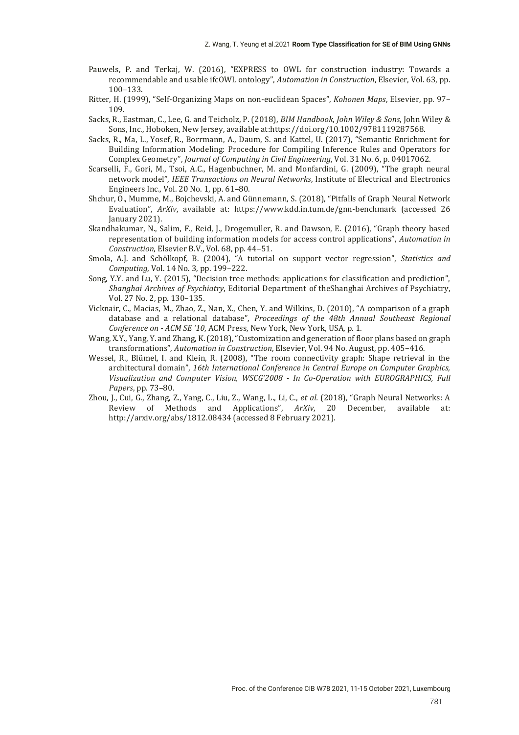Pauwels, P. and Terkaj, W. (2016), "EXPRESS to OWL for construction industry: Towards a recommendable and usable ifcOWL ontology", *Automation in Construction*, Elsevier, Vol. 63, pp. 100–133.

Ritter, H. (1999), "Self-Organizing Maps on non-euclidean Spaces", *Kohonen Maps*, Elsevier, pp. 97–109.

Sacks, R., Eastman, C., Lee, G. and Teicholz, P. (2018), *BIM Handbook*, *John Wiley & Sons*, John Wiley & Sons, Inc., Hoboken, New Jersey, available at:https://doi.org/10.1002/9781119287568.

Sacks, R., Ma, L., Yosef, R., Borrmann, A., Daum, S. and Kattel, U. (2017), "Semantic Enrichment for Building Information Modeling: Procedure for Compiling Inference Rules and Operators for Complex Geometry", *Journal of Computing in Civil Engineering*, Vol. 31 No. 6, p. 04017062.

Scarselli, F., Gori, M., Tsoi, A.C., Hagenbuchner, M. and Monfardini, G. (2009), "The graph neural network model", *IEEE Transactions on Neural Networks*, Institute of Electrical and Electronics Engineers Inc., Vol. 20 No. 1, pp. 61–80.

Shchur, O., Mumme, M., Bojchevski, A. and Günnemann, S. (2018), "Pitfalls of Graph Neural Network Evaluation", *ArXiv*, available at: https://www.kdd.in.tum.de/gnn-benchmark (accessed 26 January 2021).

Skandhakumar, N., Salim, F., Reid, J., Drogemuller, R. and Dawson, E. (2016), "Graph theory based representation of building information models for access control applications", *Automation in Construction*, Elsevier B.V., Vol. 68, pp. 44–51.

Smola, A.J. and Schölkopf, B. (2004), "A tutorial on support vector regression", *Statistics and Computing*, Vol. 14 No. 3, pp. 199–222.

Song, Y.Y. and Lu, Y. (2015), "Decision tree methods: applications for classification and prediction", *Shanghai Archives of Psychiatry*, Editorial Department of theShanghai Archives of Psychiatry, Vol. 27 No. 2, pp. 130–135.

Vicknair, C., Macias, M., Zhao, Z., Nan, X., Chen, Y. and Wilkins, D. (2010), "A comparison of a graph database and a relational database", *Proceedings of the 48th Annual Southeast Regional Conference on - ACM SE '10*, ACM Press, New York, New York, USA, p. 1.

Wang, X.Y., Yang, Y. and Zhang, K. (2018), "Customization and generation of floor plans based on graph transformations", *Automation in Construction*, Elsevier, Vol. 94 No. August, pp. 405–416.

Wessel, R., Blümel, I. and Klein, R. (2008), "The room connectivity graph: Shape retrieval in the architectural domain", *16th International Conference in Central Europe on Computer Graphics, Visualization and Computer Vision, WSCG'2008 - In Co-Operation with EUROGRAPHICS, Full Papers*, pp. 73–80.

Zhou, J., Cui, G., Zhang, Z., Yang, C., Liu, Z., Wang, L., Li, C., *et al.* (2018), "Graph Neural Networks: A Review of Methods and Applications", *ArXiv*, 20 December, available at: http://arxiv.org/abs/1812.08434 (accessed 8 February 2021).